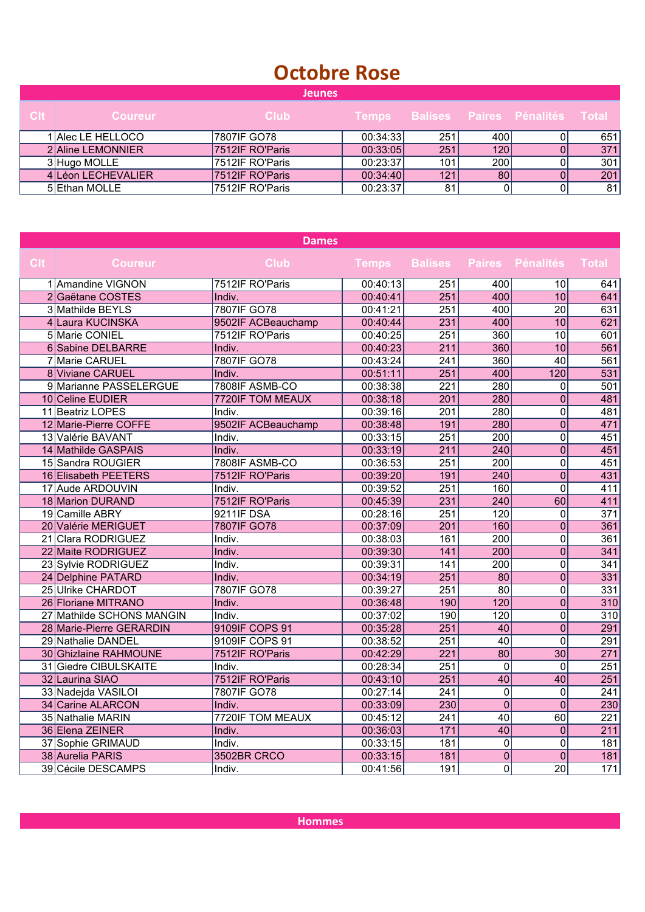# Octobre Rose

## Jeunes

| Clt | Coureur | Club | Temps | Balises | Paires | Pénalités | Total |
|---|---|---|---|---|---|---|---|
| 1 | Alec LE HELLOCO | 7807IF GO78 | 00:34:33 | 251 | 400 | 0 | 651 |
| 2 | Aline LEMONNIER | 7512IF RO'Paris | 00:33:05 | 251 | 120 | 0 | 371 |
| 3 | Hugo MOLLE | 7512IF RO'Paris | 00:23:37 | 101 | 200 | 0 | 301 |
| 4 | Léon LECHEVALIER | 7512IF RO'Paris | 00:34:40 | 121 | 80 | 0 | 201 |
| 5 | Ethan MOLLE | 7512IF RO'Paris | 00:23:37 | 81 | 0 | 0 | 81 |

## Dames

| Clt | Coureur | Club | Temps | Balises | Paires | Pénalités | Total |
|---|---|---|---|---|---|---|---|
| 1 | Amandine VIGNON | 7512IF RO'Paris | 00:40:13 | 251 | 400 | 10 | 641 |
| 2 | Gaëtane COSTES | Indiv. | 00:40:41 | 251 | 400 | 10 | 641 |
| 3 | Mathilde BEYLS | 7807IF GO78 | 00:41:21 | 251 | 400 | 20 | 631 |
| 4 | Laura KUCINSKA | 9502IF ACBeauchamp | 00:40:44 | 231 | 400 | 10 | 621 |
| 5 | Marie CONIEL | 7512IF RO'Paris | 00:40:25 | 251 | 360 | 10 | 601 |
| 6 | Sabine DELBARRE | Indiv. | 00:40:23 | 211 | 360 | 10 | 561 |
| 7 | Marie CARUEL | 7807IF GO78 | 00:43:24 | 241 | 360 | 40 | 561 |
| 8 | Viviane CARUEL | Indiv. | 00:51:11 | 251 | 400 | 120 | 531 |
| 9 | Marianne PASSELERGUE | 7808IF ASMB-CO | 00:38:38 | 221 | 280 | 0 | 501 |
| 10 | Celine EUDIER | 7720IF TOM MEAUX | 00:38:18 | 201 | 280 | 0 | 481 |
| 11 | Beatriz LOPES | Indiv. | 00:39:16 | 201 | 280 | 0 | 481 |
| 12 | Marie-Pierre COFFE | 9502IF ACBeauchamp | 00:38:48 | 191 | 280 | 0 | 471 |
| 13 | Valérie BAVANT | Indiv. | 00:33:15 | 251 | 200 | 0 | 451 |
| 14 | Mathilde GASPAIS | Indiv. | 00:33:19 | 211 | 240 | 0 | 451 |
| 15 | Sandra ROUGIER | 7808IF ASMB-CO | 00:36:53 | 251 | 200 | 0 | 451 |
| 16 | Elisabeth PEETERS | 7512IF RO'Paris | 00:39:20 | 191 | 240 | 0 | 431 |
| 17 | Aude ARDOUVIN | Indiv. | 00:39:52 | 251 | 160 | 0 | 411 |
| 18 | Marion DURAND | 7512IF RO'Paris | 00:45:39 | 231 | 240 | 60 | 411 |
| 19 | Camille ABRY | 9211IF DSA | 00:28:16 | 251 | 120 | 0 | 371 |
| 20 | Valérie MERIGUET | 7807IF GO78 | 00:37:09 | 201 | 160 | 0 | 361 |
| 21 | Clara RODRIGUEZ | Indiv. | 00:38:03 | 161 | 200 | 0 | 361 |
| 22 | Maite RODRIGUEZ | Indiv. | 00:39:30 | 141 | 200 | 0 | 341 |
| 23 | Sylvie RODRIGUEZ | Indiv. | 00:39:31 | 141 | 200 | 0 | 341 |
| 24 | Delphine PATARD | Indiv. | 00:34:19 | 251 | 80 | 0 | 331 |
| 25 | Ulrike CHARDOT | 7807IF GO78 | 00:39:27 | 251 | 80 | 0 | 331 |
| 26 | Floriane MITRANO | Indiv. | 00:36:48 | 190 | 120 | 0 | 310 |
| 27 | Mathilde SCHONS MANGIN | Indiv. | 00:37:02 | 190 | 120 | 0 | 310 |
| 28 | Marie-Pierre GERARDIN | 9109IF COPS 91 | 00:35:28 | 251 | 40 | 0 | 291 |
| 29 | Nathalie DANDEL | 9109IF COPS 91 | 00:38:52 | 251 | 40 | 0 | 291 |
| 30 | Ghizlaine RAHMOUNE | 7512IF RO'Paris | 00:42:29 | 221 | 80 | 30 | 271 |
| 31 | Giedre CIBULSKAITE | Indiv. | 00:28:34 | 251 | 0 | 0 | 251 |
| 32 | Laurina SIAO | 7512IF RO'Paris | 00:43:10 | 251 | 40 | 40 | 251 |
| 33 | Nadejda VASILOI | 7807IF GO78 | 00:27:14 | 241 | 0 | 0 | 241 |
| 34 | Carine ALARCON | Indiv. | 00:33:09 | 230 | 0 | 0 | 230 |
| 35 | Nathalie MARIN | 7720IF TOM MEAUX | 00:45:12 | 241 | 40 | 60 | 221 |
| 36 | Elena ZEINER | Indiv. | 00:36:03 | 171 | 40 | 0 | 211 |
| 37 | Sophie GRIMAUD | Indiv. | 00:33:15 | 181 | 0 | 0 | 181 |
| 38 | Aurelia PARIS | 3502BR CRCO | 00:33:15 | 181 | 0 | 0 | 181 |
| 39 | Cécile DESCAMPS | Indiv. | 00:41:56 | 191 | 0 | 20 | 171 |

## Hommes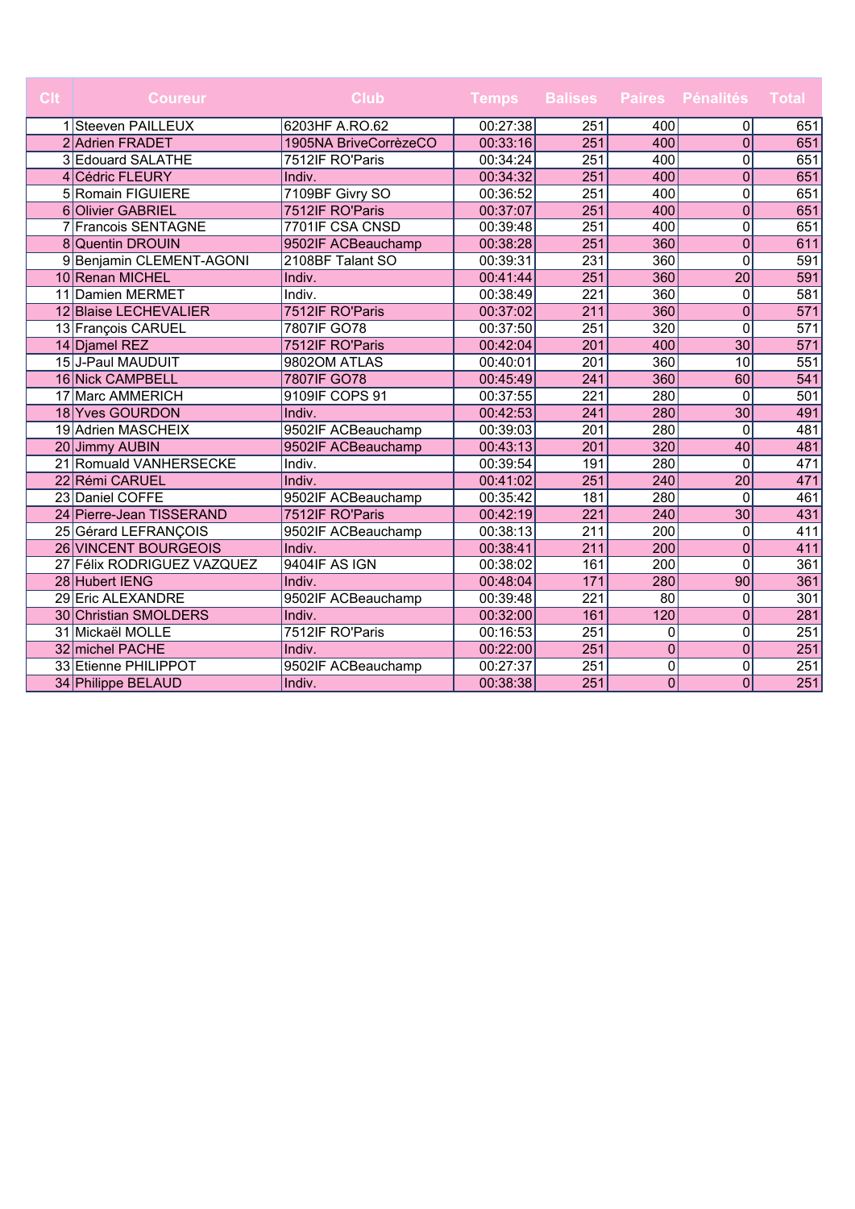| Clt | Coureur | Club | Temps | Balises | Paires | Pénalités | Total |
|---|---|---|---|---|---|---|---|
| 1 | Steeven PAILLEUX | 6203HF A.RO.62 | 00:27:38 | 251 | 400 | 0 | 651 |
| 2 | Adrien FRADET | 1905NA BriveCorrèzeCO | 00:33:16 | 251 | 400 | 0 | 651 |
| 3 | Edouard SALATHE | 7512IF RO'Paris | 00:34:24 | 251 | 400 | 0 | 651 |
| 4 | Cédric FLEURY | Indiv. | 00:34:32 | 251 | 400 | 0 | 651 |
| 5 | Romain FIGUIERE | 7109BF Givry SO | 00:36:52 | 251 | 400 | 0 | 651 |
| 6 | Olivier GABRIEL | 7512IF RO'Paris | 00:37:07 | 251 | 400 | 0 | 651 |
| 7 | Francois SENTAGNE | 7701IF CSA CNSD | 00:39:48 | 251 | 400 | 0 | 651 |
| 8 | Quentin DROUIN | 9502IF ACBeauchamp | 00:38:28 | 251 | 360 | 0 | 611 |
| 9 | Benjamin CLEMENT-AGONI | 2108BF Talant SO | 00:39:31 | 231 | 360 | 0 | 591 |
| 10 | Renan MICHEL | Indiv. | 00:41:44 | 251 | 360 | 20 | 591 |
| 11 | Damien MERMET | Indiv. | 00:38:49 | 221 | 360 | 0 | 581 |
| 12 | Blaise LECHEVALIER | 7512IF RO'Paris | 00:37:02 | 211 | 360 | 0 | 571 |
| 13 | François CARUEL | 7807IF GO78 | 00:37:50 | 251 | 320 | 0 | 571 |
| 14 | Djamel REZ | 7512IF RO'Paris | 00:42:04 | 201 | 400 | 30 | 571 |
| 15 | J-Paul MAUDUIT | 9802OM ATLAS | 00:40:01 | 201 | 360 | 10 | 551 |
| 16 | Nick CAMPBELL | 7807IF GO78 | 00:45:49 | 241 | 360 | 60 | 541 |
| 17 | Marc AMMERICH | 9109IF COPS 91 | 00:37:55 | 221 | 280 | 0 | 501 |
| 18 | Yves GOURDON | Indiv. | 00:42:53 | 241 | 280 | 30 | 491 |
| 19 | Adrien MASCHEIX | 9502IF ACBeauchamp | 00:39:03 | 201 | 280 | 0 | 481 |
| 20 | Jimmy AUBIN | 9502IF ACBeauchamp | 00:43:13 | 201 | 320 | 40 | 481 |
| 21 | Romuald VANHERSECKE | Indiv. | 00:39:54 | 191 | 280 | 0 | 471 |
| 22 | Rémi CARUEL | Indiv. | 00:41:02 | 251 | 240 | 20 | 471 |
| 23 | Daniel COFFE | 9502IF ACBeauchamp | 00:35:42 | 181 | 280 | 0 | 461 |
| 24 | Pierre-Jean TISSERAND | 7512IF RO'Paris | 00:42:19 | 221 | 240 | 30 | 431 |
| 25 | Gérard LEFRANÇOIS | 9502IF ACBeauchamp | 00:38:13 | 211 | 200 | 0 | 411 |
| 26 | VINCENT BOURGEOIS | Indiv. | 00:38:41 | 211 | 200 | 0 | 411 |
| 27 | Félix RODRIGUEZ VAZQUEZ | 9404IF AS IGN | 00:38:02 | 161 | 200 | 0 | 361 |
| 28 | Hubert IENG | Indiv. | 00:48:04 | 171 | 280 | 90 | 361 |
| 29 | Eric ALEXANDRE | 9502IF ACBeauchamp | 00:39:48 | 221 | 80 | 0 | 301 |
| 30 | Christian SMOLDERS | Indiv. | 00:32:00 | 161 | 120 | 0 | 281 |
| 31 | Mickaël MOLLE | 7512IF RO'Paris | 00:16:53 | 251 | 0 | 0 | 251 |
| 32 | michel PACHE | Indiv. | 00:22:00 | 251 | 0 | 0 | 251 |
| 33 | Etienne PHILIPPOT | 9502IF ACBeauchamp | 00:27:37 | 251 | 0 | 0 | 251 |
| 34 | Philippe BELAUD | Indiv. | 00:38:38 | 251 | 0 | 0 | 251 |